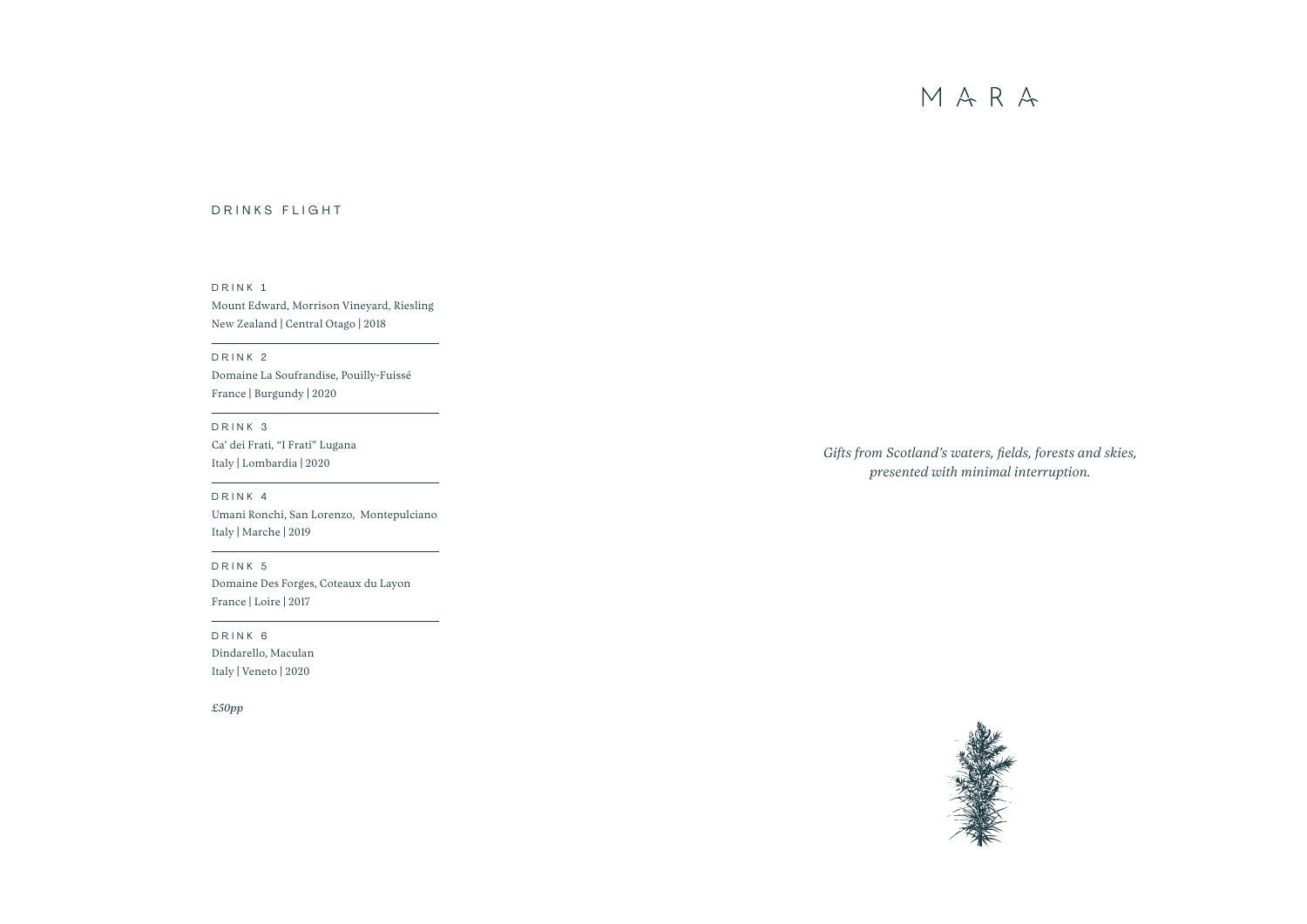# MARA

## DRINKS FLIGHT

### DRINK 1
Mount Edward, Morrison Vineyard, Riesling
New Zealand | Central Otago | 2018

---

### DRINK 2
Domaine La Soufrandise, Pouilly-Fuissé
France | Burgundy | 2020

---

### DRINK 3
Ca' dei Frati, "I Frati" Lugana
Italy | Lombardia | 2020

---

### DRINK 4
Umani Ronchi, San Lorenzo, Montepulciano
Italy | Marche | 2019

---

### DRINK 5
Domaine Des Forges, Coteaux du Layon
France | Loire | 2017

---

### DRINK 6
Dindarello, Maculan
Italy | Veneto | 2020

*£50pp*

*Gifts from Scotland's waters, fields, forests and skies, presented with minimal interruption.*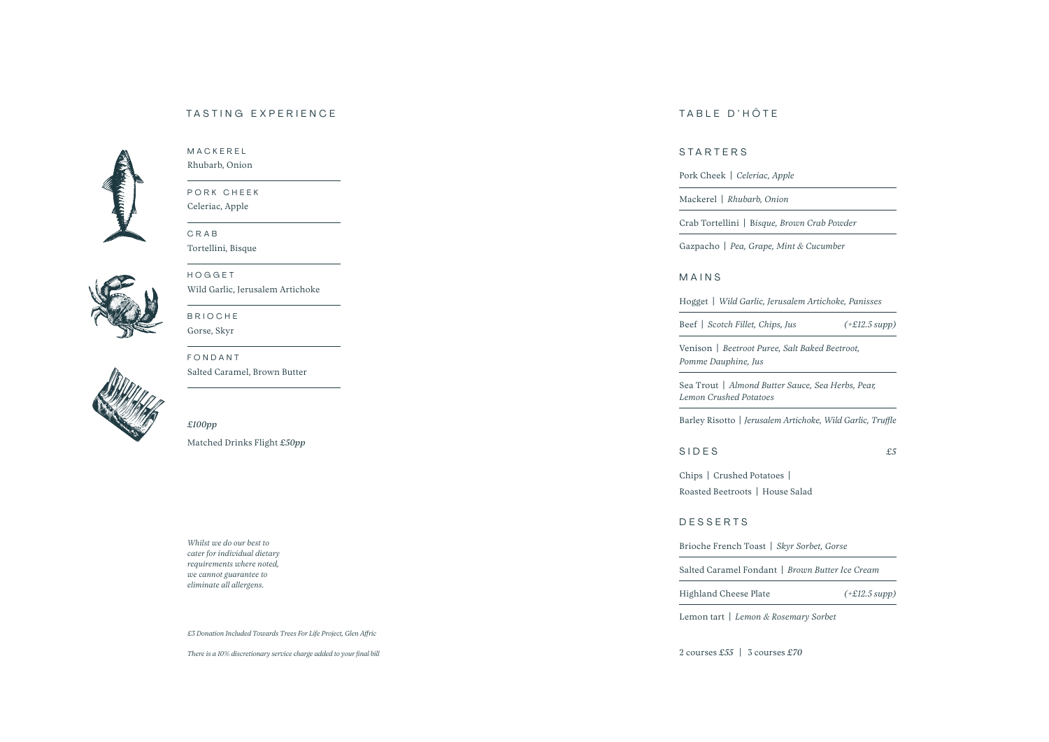## TASTING EXPERIENCE

MACKEREL
Rhubarb, Onion

PORK CHEEK
Celeriac, Apple

CRAB
Tortellini, Bisque

HOGGET
Wild Garlic, Jerusalem Artichoke

BRIOCHE
Gorse, Skyr

FONDANT
Salted Caramel, Brown Butter

*£100pp*

Matched Drinks Flight *£50pp*

*Whilst we do our best to cater for individual dietary requirements where noted, we cannot guarantee to eliminate all allergens.*

*£3 Donation Included Towards Trees For Life Project, Glen Affric*

*There is a 10% discretionary service charge added to your final bill*

## TABLE D'HÔTE

### STARTERS

Pork Cheek | *Celeriac, Apple*

Mackerel | *Rhubarb, Onion*

Crab Tortellini | *Bisque, Brown Crab Powder*

Gazpacho | *Pea, Grape, Mint & Cucumber*

### MAINS

Hogget | *Wild Garlic, Jerusalem Artichoke, Panisses*

Beef | *Scotch Fillet, Chips, Jus* *(+£12.5 supp)*

Venison | *Beetroot Puree, Salt Baked Beetroot, Pomme Dauphine, Jus*

Sea Trout | *Almond Butter Sauce, Sea Herbs, Pear, Lemon Crushed Potatoes*

Barley Risotto | *Jerusalem Artichoke, Wild Garlic, Truffle*

### SIDES *£5*

Chips | Crushed Potatoes | Roasted Beetroots | House Salad

### DESSERTS

Brioche French Toast | *Skyr Sorbet, Gorse*

Salted Caramel Fondant | *Brown Butter Ice Cream*

Highland Cheese Plate *(+£12.5 supp)*

Lemon tart | *Lemon & Rosemary Sorbet*

2 courses *£55* | 3 courses *£70*